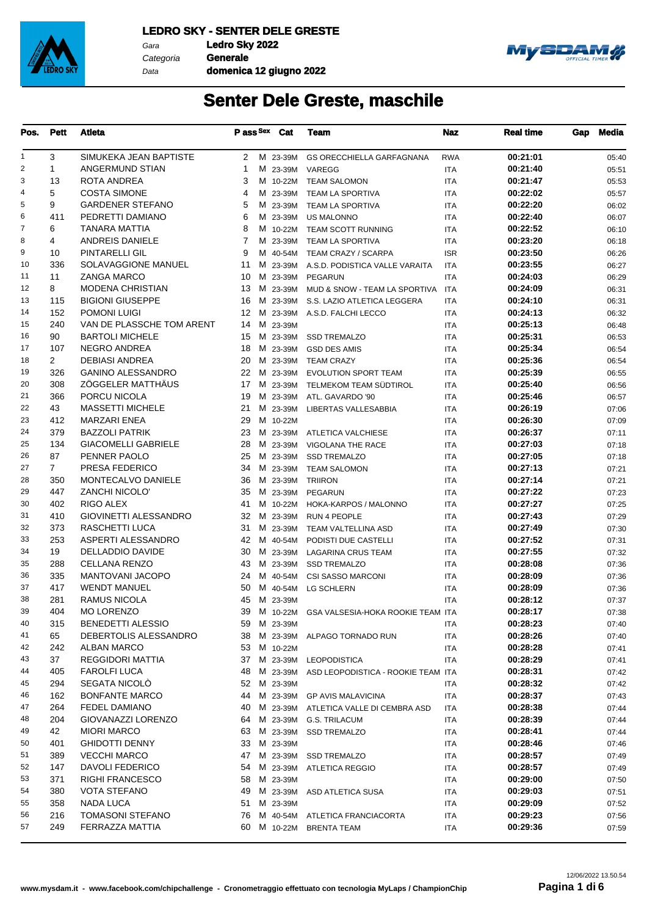**LEDRO SKY - SENTER DELE GRESTE**

Gara **Ledro Sky 2022**
Categoria **Generale**
Data **domenica 12 giugno 2022**

# Senter Dele Greste, maschile

| Pos. | Pett | Atleta | P ass | Sex | Cat | Team | Naz | Real time | Gap | Media |
|---|---|---|---|---|---|---|---|---|---|---|
| 1 | 3 | SIMUKEKA JEAN BAPTISTE | 2 | M | 23-39M | GS ORECCHIELLA GARFAGNANA | RWA | 00:21:01 | | 05:40 |
| 2 | 1 | ANGERMUND STIAN | 1 | M | 23-39M | VAREGG | ITA | 00:21:40 | | 05:51 |
| 3 | 13 | ROTA ANDREA | 3 | M | 10-22M | TEAM SALOMON | ITA | 00:21:47 | | 05:53 |
| 4 | 5 | COSTA SIMONE | 4 | M | 23-39M | TEAM LA SPORTIVA | ITA | 00:22:02 | | 05:57 |
| 5 | 9 | GARDENER STEFANO | 5 | M | 23-39M | TEAM LA SPORTIVA | ITA | 00:22:20 | | 06:02 |
| 6 | 411 | PEDRETTI DAMIANO | 6 | M | 23-39M | US MALONNO | ITA | 00:22:40 | | 06:07 |
| 7 | 6 | TANARA MATTIA | 8 | M | 10-22M | TEAM SCOTT RUNNING | ITA | 00:22:52 | | 06:10 |
| 8 | 4 | ANDREIS DANIELE | 7 | M | 23-39M | TEAM LA SPORTIVA | ITA | 00:23:20 | | 06:18 |
| 9 | 10 | PINTARELLI GIL | 9 | M | 40-54M | TEAM CRAZY / SCARPA | ISR | 00:23:50 | | 06:26 |
| 10 | 336 | SOLAVAGGIONE MANUEL | 11 | M | 23-39M | A.S.D. PODISTICA VALLE VARAITA | ITA | 00:23:55 | | 06:27 |
| 11 | 11 | ZANGA MARCO | 10 | M | 23-39M | PEGARUN | ITA | 00:24:03 | | 06:29 |
| 12 | 8 | MODENA CHRISTIAN | 13 | M | 23-39M | MUD & SNOW - TEAM LA SPORTIVA | ITA | 00:24:09 | | 06:31 |
| 13 | 115 | BIGIONI GIUSEPPE | 16 | M | 23-39M | S.S. LAZIO ATLETICA LEGGERA | ITA | 00:24:10 | | 06:31 |
| 14 | 152 | POMONI LUIGI | 12 | M | 23-39M | A.S.D. FALCHI LECCO | ITA | 00:24:13 | | 06:32 |
| 15 | 240 | VAN DE PLASSCHE TOM ARENT | 14 | M | 23-39M | | ITA | 00:25:13 | | 06:48 |
| 16 | 90 | BARTOLI MICHELE | 15 | M | 23-39M | SSD TREMALZO | ITA | 00:25:31 | | 06:53 |
| 17 | 107 | NEGRO ANDREA | 18 | M | 23-39M | GSD DES AMIS | ITA | 00:25:34 | | 06:54 |
| 18 | 2 | DEBIASI ANDREA | 20 | M | 23-39M | TEAM CRAZY | ITA | 00:25:36 | | 06:54 |
| 19 | 326 | GANINO ALESSANDRO | 22 | M | 23-39M | EVOLUTION SPORT TEAM | ITA | 00:25:39 | | 06:55 |
| 20 | 308 | ZÖGGELER MATTHÄUS | 17 | M | 23-39M | TELMEKOM TEAM SÜDTIROL | ITA | 00:25:40 | | 06:56 |
| 21 | 366 | PORCU NICOLA | 19 | M | 23-39M | ATL. GAVARDO '90 | ITA | 00:25:46 | | 06:57 |
| 22 | 43 | MASSETTI MICHELE | 21 | M | 23-39M | LIBERTAS VALLESABBIA | ITA | 00:26:19 | | 07:06 |
| 23 | 412 | MARZARI ENEA | 29 | M | 10-22M | | ITA | 00:26:30 | | 07:09 |
| 24 | 379 | BAZZOLI PATRIK | 23 | M | 23-39M | ATLETICA VALCHIESE | ITA | 00:26:37 | | 07:11 |
| 25 | 134 | GIACOMELLI GABRIELE | 28 | M | 23-39M | VIGOLANA THE RACE | ITA | 00:27:03 | | 07:18 |
| 26 | 87 | PENNER PAOLO | 25 | M | 23-39M | SSD TREMALZO | ITA | 00:27:05 | | 07:18 |
| 27 | 7 | PRESA FEDERICO | 34 | M | 23-39M | TEAM SALOMON | ITA | 00:27:13 | | 07:21 |
| 28 | 350 | MONTECALVO DANIELE | 36 | M | 23-39M | TRIIRON | ITA | 00:27:14 | | 07:21 |
| 29 | 447 | ZANCHI NICOLO' | 35 | M | 23-39M | PEGARUN | ITA | 00:27:22 | | 07:23 |
| 30 | 402 | RIGO ALEX | 41 | M | 10-22M | HOKA-KARPOS / MALONNO | ITA | 00:27:27 | | 07:25 |
| 31 | 410 | GIOVINETTI ALESSANDRO | 32 | M | 23-39M | RUN 4 PEOPLE | ITA | 00:27:43 | | 07:29 |
| 32 | 373 | RASCHETTI LUCA | 31 | M | 23-39M | TEAM VALTELLINA ASD | ITA | 00:27:49 | | 07:30 |
| 33 | 253 | ASPERTI ALESSANDRO | 42 | M | 40-54M | PODISTI DUE CASTELLI | ITA | 00:27:52 | | 07:31 |
| 34 | 19 | DELLADDIO DAVIDE | 30 | M | 23-39M | LAGARINA CRUS TEAM | ITA | 00:27:55 | | 07:32 |
| 35 | 288 | CELLANA RENZO | 43 | M | 23-39M | SSD TREMALZO | ITA | 00:28:08 | | 07:36 |
| 36 | 335 | MANTOVANI JACOPO | 24 | M | 40-54M | CSI SASSO MARCONI | ITA | 00:28:09 | | 07:36 |
| 37 | 417 | WENDT MANUEL | 50 | M | 40-54M | LG SCHLERN | ITA | 00:28:09 | | 07:36 |
| 38 | 281 | RAMUS NICOLA | 45 | M | 23-39M | | ITA | 00:28:12 | | 07:37 |
| 39 | 404 | MO LORENZO | 39 | M | 10-22M | GSA VALSESIA-HOKA ROOKIE TEAM | ITA | 00:28:17 | | 07:38 |
| 40 | 315 | BENEDETTI ALESSIO | 59 | M | 23-39M | | ITA | 00:28:23 | | 07:40 |
| 41 | 65 | DEBERTOLIS ALESSANDRO | 38 | M | 23-39M | ALPAGO TORNADO RUN | ITA | 00:28:26 | | 07:40 |
| 42 | 242 | ALBAN MARCO | 53 | M | 10-22M | | ITA | 00:28:28 | | 07:41 |
| 43 | 37 | REGGIDORI MATTIA | 37 | M | 23-39M | LEOPODISTICA | ITA | 00:28:29 | | 07:41 |
| 44 | 405 | FAROLFI LUCA | 48 | M | 23-39M | ASD LEOPODISTICA - ROOKIE TEAM | ITA | 00:28:31 | | 07:42 |
| 45 | 294 | SEGATA NICOLÒ | 52 | M | 23-39M | | ITA | 00:28:32 | | 07:42 |
| 46 | 162 | BONFANTE MARCO | 44 | M | 23-39M | GP AVIS MALAVICINA | ITA | 00:28:37 | | 07:43 |
| 47 | 264 | FEDEL DAMIANO | 40 | M | 23-39M | ATLETICA VALLE DI CEMBRA ASD | ITA | 00:28:38 | | 07:44 |
| 48 | 204 | GIOVANAZZI LORENZO | 64 | M | 23-39M | G.S. TRILACUM | ITA | 00:28:39 | | 07:44 |
| 49 | 42 | MIORI MARCO | 63 | M | 23-39M | SSD TREMALZO | ITA | 00:28:41 | | 07:44 |
| 50 | 401 | GHIDOTTI DENNY | 33 | M | 23-39M | | ITA | 00:28:46 | | 07:46 |
| 51 | 389 | VECCHI MARCO | 47 | M | 23-39M | SSD TREMALZO | ITA | 00:28:57 | | 07:49 |
| 52 | 147 | DAVOLI FEDERICO | 54 | M | 23-39M | ATLETICA REGGIO | ITA | 00:28:57 | | 07:49 |
| 53 | 371 | RIGHI FRANCESCO | 58 | M | 23-39M | | ITA | 00:29:00 | | 07:50 |
| 54 | 380 | VOTA STEFANO | 49 | M | 23-39M | ASD ATLETICA SUSA | ITA | 00:29:03 | | 07:51 |
| 55 | 358 | NADA LUCA | 51 | M | 23-39M | | ITA | 00:29:09 | | 07:52 |
| 56 | 216 | TOMASONI STEFANO | 76 | M | 40-54M | ATLETICA FRANCIACORTA | ITA | 00:29:23 | | 07:56 |
| 57 | 249 | FERRAZZA MATTIA | 60 | M | 10-22M | BRENTA TEAM | ITA | 00:29:36 | | 07:59 |

12/06/2022 13.50.54

www.mysdam.it - www.facebook.com/chipchallenge - Cronometraggio effettuato con tecnologia MyLaps / ChampionChip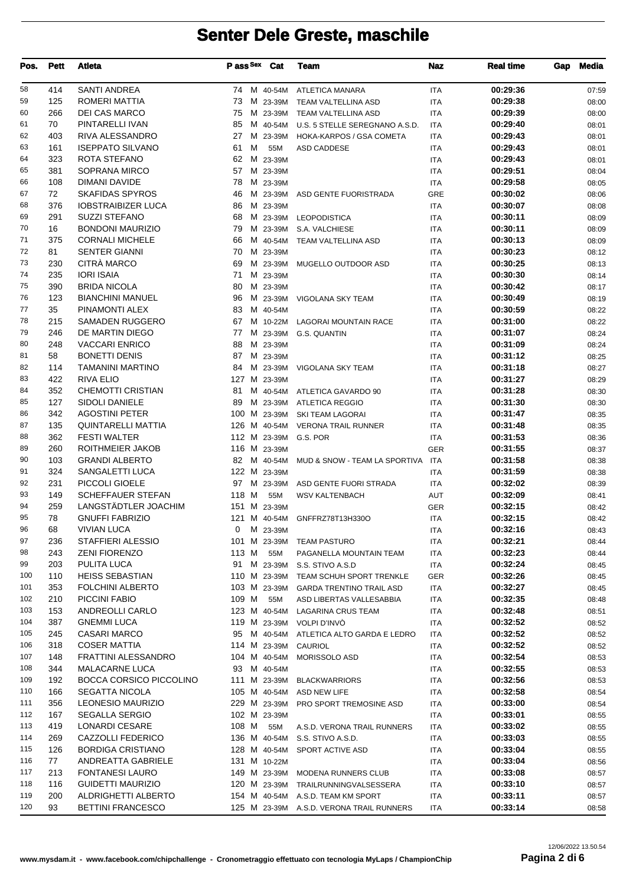# Senter Dele Greste, maschile

| Pos. | Pett | Atleta | P ass | Sex | Cat | Team | Naz | Real time | Gap | Media |
|---|---|---|---|---|---|---|---|---|---|---|
| 58 | 414 | SANTI ANDREA | 74 | M | 40-54M | ATLETICA MANARA | ITA | 00:29:36 | | 07:59 |
| 59 | 125 | ROMERI MATTIA | 73 | M | 23-39M | TEAM VALTELLINA ASD | ITA | 00:29:38 | | 08:00 |
| 60 | 266 | DEI CAS MARCO | 75 | M | 23-39M | TEAM VALTELLINA ASD | ITA | 00:29:39 | | 08:00 |
| 61 | 70 | PINTARELLI IVAN | 85 | M | 40-54M | U.S. 5 STELLE SEREGNANO A.S.D. | ITA | 00:29:40 | | 08:01 |
| 62 | 403 | RIVA ALESSANDRO | 27 | M | 23-39M | HOKA-KARPOS / GSA COMETA | ITA | 00:29:43 | | 08:01 |
| 63 | 161 | ISEPPATO SILVANO | 61 | M | 55M | ASD CADDESE | ITA | 00:29:43 | | 08:01 |
| 64 | 323 | ROTA STEFANO | 62 | M | 23-39M | | ITA | 00:29:43 | | 08:01 |
| 65 | 381 | SOPRANA MIRCO | 57 | M | 23-39M | | ITA | 00:29:51 | | 08:04 |
| 66 | 108 | DIMANI DAVIDE | 78 | M | 23-39M | | ITA | 00:29:58 | | 08:05 |
| 67 | 72 | SKAFIDAS SPYROS | 46 | M | 23-39M | ASD GENTE FUORISTRADA | GRE | 00:30:02 | | 08:06 |
| 68 | 376 | IOBSTRAIBIZER LUCA | 86 | M | 23-39M | | ITA | 00:30:07 | | 08:08 |
| 69 | 291 | SUZZI STEFANO | 68 | M | 23-39M | LEOPODISTICA | ITA | 00:30:11 | | 08:09 |
| 70 | 16 | BONDONI MAURIZIO | 79 | M | 23-39M | S.A. VALCHIESE | ITA | 00:30:11 | | 08:09 |
| 71 | 375 | CORNALI MICHELE | 66 | M | 40-54M | TEAM VALTELLINA ASD | ITA | 00:30:13 | | 08:09 |
| 72 | 81 | SENTER GIANNI | 70 | M | 23-39M | | ITA | 00:30:23 | | 08:12 |
| 73 | 230 | CITRÀ MARCO | 69 | M | 23-39M | MUGELLO OUTDOOR ASD | ITA | 00:30:25 | | 08:13 |
| 74 | 235 | IORI ISAIA | 71 | M | 23-39M | | ITA | 00:30:30 | | 08:14 |
| 75 | 390 | BRIDA NICOLA | 80 | M | 23-39M | | ITA | 00:30:42 | | 08:17 |
| 76 | 123 | BIANCHINI MANUEL | 96 | M | 23-39M | VIGOLANA SKY TEAM | ITA | 00:30:49 | | 08:19 |
| 77 | 35 | PINAMONTI ALEX | 83 | M | 40-54M | | ITA | 00:30:59 | | 08:22 |
| 78 | 215 | SAMADEN RUGGERO | 67 | M | 10-22M | LAGORAI MOUNTAIN RACE | ITA | 00:31:00 | | 08:22 |
| 79 | 246 | DE MARTIN DIEGO | 77 | M | 23-39M | G.S. QUANTIN | ITA | 00:31:07 | | 08:24 |
| 80 | 248 | VACCARI ENRICO | 88 | M | 23-39M | | ITA | 00:31:09 | | 08:24 |
| 81 | 58 | BONETTI DENIS | 87 | M | 23-39M | | ITA | 00:31:12 | | 08:25 |
| 82 | 114 | TAMANINI MARTINO | 84 | M | 23-39M | VIGOLANA SKY TEAM | ITA | 00:31:18 | | 08:27 |
| 83 | 422 | RIVA ELIO | 127 | M | 23-39M | | ITA | 00:31:27 | | 08:29 |
| 84 | 352 | CHEMOTTI CRISTIAN | 81 | M | 40-54M | ATLETICA GAVARDO 90 | ITA | 00:31:28 | | 08:30 |
| 85 | 127 | SIDOLI DANIELE | 89 | M | 23-39M | ATLETICA REGGIO | ITA | 00:31:30 | | 08:30 |
| 86 | 342 | AGOSTINI PETER | 100 | M | 23-39M | SKI TEAM LAGORAI | ITA | 00:31:47 | | 08:35 |
| 87 | 135 | QUINTARELLI MATTIA | 126 | M | 40-54M | VERONA TRAIL RUNNER | ITA | 00:31:48 | | 08:35 |
| 88 | 362 | FESTI WALTER | 112 | M | 23-39M | G.S. POR | ITA | 00:31:53 | | 08:36 |
| 89 | 260 | ROITHMEIER JAKOB | 116 | M | 23-39M | | GER | 00:31:55 | | 08:37 |
| 90 | 103 | GRANDI ALBERTO | 82 | M | 40-54M | MUD & SNOW - TEAM LA SPORTIVA | ITA | 00:31:58 | | 08:38 |
| 91 | 324 | SANGALETTI LUCA | 122 | M | 23-39M | | ITA | 00:31:59 | | 08:38 |
| 92 | 231 | PICCOLI GIOELE | 97 | M | 23-39M | ASD GENTE FUORI STRADA | ITA | 00:32:02 | | 08:39 |
| 93 | 149 | SCHEFFAUER STEFAN | 118 | M | 55M | WSV KALTENBACH | AUT | 00:32:09 | | 08:41 |
| 94 | 259 | LANGSTÄDTLER JOACHIM | 151 | M | 23-39M | | GER | 00:32:15 | | 08:42 |
| 95 | 78 | GNUFFI FABRIZIO | 121 | M | 40-54M | GNFFRZ78T13H330O | ITA | 00:32:15 | | 08:42 |
| 96 | 68 | VIVIAN LUCA | 0 | M | 23-39M | | ITA | 00:32:16 | | 08:43 |
| 97 | 236 | STAFFIERI ALESSIO | 101 | M | 23-39M | TEAM PASTURO | ITA | 00:32:21 | | 08:44 |
| 98 | 243 | ZENI FIORENZO | 113 | M | 55M | PAGANELLA MOUNTAIN TEAM | ITA | 00:32:23 | | 08:44 |
| 99 | 203 | PULITA LUCA | 91 | M | 23-39M | S.S. STIVO A.S.D | ITA | 00:32:24 | | 08:45 |
| 100 | 110 | HEISS SEBASTIAN | 110 | M | 23-39M | TEAM SCHUH SPORT TRENKLE | GER | 00:32:26 | | 08:45 |
| 101 | 353 | FOLCHINI ALBERTO | 103 | M | 23-39M | GARDA TRENTINO TRAIL ASD | ITA | 00:32:27 | | 08:45 |
| 102 | 210 | PICCINI FABIO | 109 | M | 55M | ASD LIBERTAS VALLESABBIA | ITA | 00:32:35 | | 08:48 |
| 103 | 153 | ANDREOLLI CARLO | 123 | M | 40-54M | LAGARINA CRUS TEAM | ITA | 00:32:48 | | 08:51 |
| 104 | 387 | GNEMMI LUCA | 119 | M | 23-39M | VOLPI D'INVÒ | ITA | 00:32:52 | | 08:52 |
| 105 | 245 | CASARI MARCO | 95 | M | 40-54M | ATLETICA ALTO GARDA E LEDRO | ITA | 00:32:52 | | 08:52 |
| 106 | 318 | COSER MATTIA | 114 | M | 23-39M | CAURIOL | ITA | 00:32:52 | | 08:52 |
| 107 | 148 | FRATTINI ALESSANDRO | 104 | M | 40-54M | MORISSOLO ASD | ITA | 00:32:54 | | 08:53 |
| 108 | 344 | MALACARNE LUCA | 93 | M | 40-54M | | ITA | 00:32:55 | | 08:53 |
| 109 | 192 | BOCCA CORSICO PICCOLINO | 111 | M | 23-39M | BLACKWARRIORS | ITA | 00:32:56 | | 08:53 |
| 110 | 166 | SEGATTA NICOLA | 105 | M | 40-54M | ASD NEW LIFE | ITA | 00:32:58 | | 08:54 |
| 111 | 356 | LEONESIO MAURIZIO | 229 | M | 23-39M | PRO SPORT TREMOSINE ASD | ITA | 00:33:00 | | 08:54 |
| 112 | 167 | SEGALLA SERGIO | 102 | M | 23-39M | | ITA | 00:33:01 | | 08:55 |
| 113 | 419 | LONARDI CESARE | 108 | M | 55M | A.S.D. VERONA TRAIL RUNNERS | ITA | 00:33:02 | | 08:55 |
| 114 | 269 | CAZZOLLI FEDERICO | 136 | M | 40-54M | S.S. STIVO A.S.D. | ITA | 00:33:03 | | 08:55 |
| 115 | 126 | BORDIGA CRISTIANO | 128 | M | 40-54M | SPORT ACTIVE ASD | ITA | 00:33:04 | | 08:55 |
| 116 | 77 | ANDREATTA GABRIELE | 131 | M | 10-22M | | ITA | 00:33:04 | | 08:56 |
| 117 | 213 | FONTANESI LAURO | 149 | M | 23-39M | MODENA RUNNERS CLUB | ITA | 00:33:08 | | 08:57 |
| 118 | 116 | GUIDETTI MAURIZIO | 120 | M | 23-39M | TRAILRUNNINGVALSESSERA | ITA | 00:33:10 | | 08:57 |
| 119 | 200 | ALDRIGHETTI ALBERTO | 154 | M | 40-54M | A.S.D. TEAM KM SPORT | ITA | 00:33:11 | | 08:57 |
| 120 | 93 | BETTINI FRANCESCO | 125 | M | 23-39M | A.S.D. VERONA TRAIL RUNNERS | ITA | 00:33:14 | | 08:58 |

12/06/2022 13.50.54

www.mysdam.it - www.facebook.com/chipchallenge - Cronometraggio effettuato con tecnologia MyLaps / ChampionChip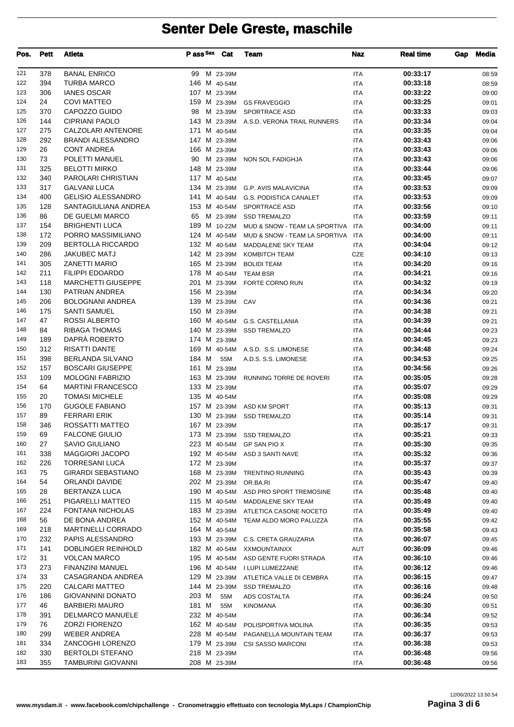# Senter Dele Greste, maschile

| Pos. | Pett | Atleta | P ass | Sex | Cat | Team | Naz | Real time | Gap | Media |
|---|---|---|---|---|---|---|---|---|---|---|
| 121 | 378 | BANAL ENRICO | 99 | M | 23-39M | | ITA | 00:33:17 | | 08:59 |
| 122 | 394 | TURBA MARCO | 146 | M | 40-54M | | ITA | 00:33:18 | | 08:59 |
| 123 | 306 | IANES OSCAR | 107 | M | 23-39M | | ITA | 00:33:22 | | 09:00 |
| 124 | 24 | COVI MATTEO | 159 | M | 23-39M | GS FRAVEGGIO | ITA | 00:33:25 | | 09:01 |
| 125 | 370 | CAPOZZO GUIDO | 98 | M | 23-39M | SPORTRACE ASD | ITA | 00:33:33 | | 09:03 |
| 126 | 144 | CIPRIANI PAOLO | 143 | M | 23-39M | A.S.D. VERONA TRAIL RUNNERS | ITA | 00:33:34 | | 09:04 |
| 127 | 275 | CALZOLARI ANTENORE | 171 | M | 40-54M | | ITA | 00:33:35 | | 09:04 |
| 128 | 292 | BRANDI ALESSANDRO | 147 | M | 23-39M | | ITA | 00:33:43 | | 09:06 |
| 129 | 26 | CONT ANDREA | 166 | M | 23-39M | | ITA | 00:33:43 | | 09:06 |
| 130 | 73 | POLETTI MANUEL | 90 | M | 23-39M | NON SOL FADIGHJA | ITA | 00:33:43 | | 09:06 |
| 131 | 325 | BELOTTI MIRKO | 148 | M | 23-39M | | ITA | 00:33:44 | | 09:06 |
| 132 | 340 | PAROLARI CHRISTIAN | 117 | M | 40-54M | | ITA | 00:33:45 | | 09:07 |
| 133 | 317 | GALVANI LUCA | 134 | M | 23-39M | G.P. AVIS MALAVICINA | ITA | 00:33:53 | | 09:09 |
| 134 | 400 | GELISIO ALESSANDRO | 141 | M | 40-54M | G.S. PODISTICA CANALET | ITA | 00:33:53 | | 09:09 |
| 135 | 128 | SANTAGIULIANA ANDREA | 153 | M | 40-54M | SPORTRACE ASD | ITA | 00:33:56 | | 09:10 |
| 136 | 86 | DE GUELMI MARCO | 65 | M | 23-39M | SSD TREMALZO | ITA | 00:33:59 | | 09:11 |
| 137 | 154 | BRIGHENTI LUCA | 189 | M | 10-22M | MUD & SNOW - TEAM LA SPORTIVA | ITA | 00:34:00 | | 09:11 |
| 138 | 172 | PORRO MASSIMILIANO | 124 | M | 40-54M | MUD & SNOW - TEAM LA SPORTIVA | ITA | 00:34:00 | | 09:11 |
| 139 | 209 | BERTOLLA RICCARDO | 132 | M | 40-54M | MADDALENE SKY TEAM | ITA | 00:34:04 | | 09:12 |
| 140 | 286 | JAKUBEC MATJ | 142 | M | 23-39M | KOMBITCH TEAM | CZE | 00:34:10 | | 09:13 |
| 141 | 305 | ZANETTI MARIO | 165 | M | 23-39M | BOLIDI TEAM | ITA | 00:34:20 | | 09:16 |
| 142 | 211 | FILIPPI EDOARDO | 178 | M | 40-54M | TEAM BSR | ITA | 00:34:21 | | 09:16 |
| 143 | 118 | MARCHETTI GIUSEPPE | 201 | M | 23-39M | FORTE CORNO RUN | ITA | 00:34:32 | | 09:19 |
| 144 | 130 | PATRIAN ANDREA | 156 | M | 23-39M | | ITA | 00:34:34 | | 09:20 |
| 145 | 206 | BOLOGNANI ANDREA | 139 | M | 23-39M | CAV | ITA | 00:34:36 | | 09:21 |
| 146 | 175 | SANTI SAMUEL | 150 | M | 23-39M | | ITA | 00:34:38 | | 09:21 |
| 147 | 47 | ROSSI ALBERTO | 160 | M | 40-54M | G.S. CASTELLANIA | ITA | 00:34:39 | | 09:21 |
| 148 | 84 | RIBAGA THOMAS | 140 | M | 23-39M | SSD TREMALZO | ITA | 00:34:44 | | 09:23 |
| 149 | 189 | DAPRÀ ROBERTO | 174 | M | 23-39M | | ITA | 00:34:45 | | 09:23 |
| 150 | 312 | RISATTI DANTE | 169 | M | 40-54M | A.S.D. S.S. LIMONESE | ITA | 00:34:48 | | 09:24 |
| 151 | 398 | BERLANDA SILVANO | 184 | M | 55M | A.D.S. S.S. LIMONESE | ITA | 00:34:53 | | 09:25 |
| 152 | 157 | BOSCARI GIUSEPPE | 161 | M | 23-39M | | ITA | 00:34:56 | | 09:26 |
| 153 | 109 | MOLOGNI FABRIZIO | 163 | M | 23-39M | RUNNING TORRE DE ROVERI | ITA | 00:35:05 | | 09:28 |
| 154 | 64 | MARTINI FRANCESCO | 133 | M | 23-39M | | ITA | 00:35:07 | | 09:29 |
| 155 | 20 | TOMASI MICHELE | 135 | M | 40-54M | | ITA | 00:35:08 | | 09:29 |
| 156 | 170 | GUGOLE FABIANO | 157 | M | 23-39M | ASD KM SPORT | ITA | 00:35:13 | | 09:31 |
| 157 | 89 | FERRARI ERIK | 130 | M | 23-39M | SSD TREMALZO | ITA | 00:35:14 | | 09:31 |
| 158 | 346 | ROSSATTI MATTEO | 167 | M | 23-39M | | ITA | 00:35:17 | | 09:31 |
| 159 | 69 | FALCONE GIULIO | 173 | M | 23-39M | SSD TREMALZO | ITA | 00:35:21 | | 09:33 |
| 160 | 27 | SAVIO GIULIANO | 223 | M | 40-54M | GP SAN PIO X | ITA | 00:35:30 | | 09:35 |
| 161 | 338 | MAGGIORI JACOPO | 192 | M | 40-54M | ASD 3 SANTI NAVE | ITA | 00:35:32 | | 09:36 |
| 162 | 226 | TORRESANI LUCA | 172 | M | 23-39M | | ITA | 00:35:37 | | 09:37 |
| 163 | 75 | GIRARDI SEBASTIANO | 168 | M | 23-39M | TRENTINO RUNNING | ITA | 00:35:43 | | 09:39 |
| 164 | 54 | ORLANDI DAVIDE | 202 | M | 23-39M | OR.BA.RI | ITA | 00:35:47 | | 09:40 |
| 165 | 28 | BERTANZA LUCA | 190 | M | 40-54M | ASD PRO SPORT TREMOSINE | ITA | 00:35:48 | | 09:40 |
| 166 | 251 | PIGARELLI MATTEO | 115 | M | 40-54M | MADDALENE SKY TEAM | ITA | 00:35:49 | | 09:40 |
| 167 | 224 | FONTANA NICHOLAS | 183 | M | 23-39M | ATLETICA CASONE NOCETO | ITA | 00:35:49 | | 09:40 |
| 168 | 56 | DE BONA ANDREA | 152 | M | 40-54M | TEAM ALDO MORO PALUZZA | ITA | 00:35:55 | | 09:42 |
| 169 | 218 | MARTINELLI CORRADO | 164 | M | 40-54M | | ITA | 00:35:58 | | 09:43 |
| 170 | 232 | PAPIS ALESSANDRO | 193 | M | 23-39M | C.S. CRETA GRAUZARIA | ITA | 00:36:07 | | 09:45 |
| 171 | 141 | DOBLINGER REINHOLD | 182 | M | 40-54M | XXMOUNTAINXX | AUT | 00:36:09 | | 09:46 |
| 172 | 31 | VOLCAN MARCO | 195 | M | 40-54M | ASD GENTE FUORI STRADA | ITA | 00:36:10 | | 09:46 |
| 173 | 273 | FINANZINI MANUEL | 196 | M | 40-54M | I LUPI LUMEZZANE | ITA | 00:36:12 | | 09:46 |
| 174 | 33 | CASAGRANDA ANDREA | 129 | M | 23-39M | ATLETICA VALLE DI CEMBRA | ITA | 00:36:15 | | 09:47 |
| 175 | 220 | CALCARI MATTEO | 144 | M | 23-39M | SSD TREMALZO | ITA | 00:36:16 | | 09:48 |
| 176 | 186 | GIOVANNINI DONATO | 203 | M | 55M | ADS COSTALTA | ITA | 00:36:24 | | 09:50 |
| 177 | 46 | BARBIERI MAURO | 181 | M | 55M | KINOMANA | ITA | 00:36:30 | | 09:51 |
| 178 | 391 | DELMARCO MANUELE | 232 | M | 40-54M | | ITA | 00:36:34 | | 09:52 |
| 179 | 76 | ZORZI FIORENZO | 162 | M | 40-54M | POLISPORTIVA MOLINA | ITA | 00:36:35 | | 09:53 |
| 180 | 299 | WEBER ANDREA | 228 | M | 40-54M | PAGANELLA MOUNTAIN TEAM | ITA | 00:36:37 | | 09:53 |
| 181 | 334 | ZANCOGHI LORENZO | 179 | M | 23-39M | CSI SASSO MARCONI | ITA | 00:36:38 | | 09:53 |
| 182 | 330 | BERTOLDI STEFANO | 218 | M | 23-39M | | ITA | 00:36:48 | | 09:56 |
| 183 | 355 | TAMBURINI GIOVANNI | 208 | M | 23-39M | | ITA | 00:36:48 | | 09:56 |

12/06/2022 13.50.54

www.mysdam.it - www.facebook.com/chipchallenge - Cronometraggio effettuato con tecnologia MyLaps / ChampionChip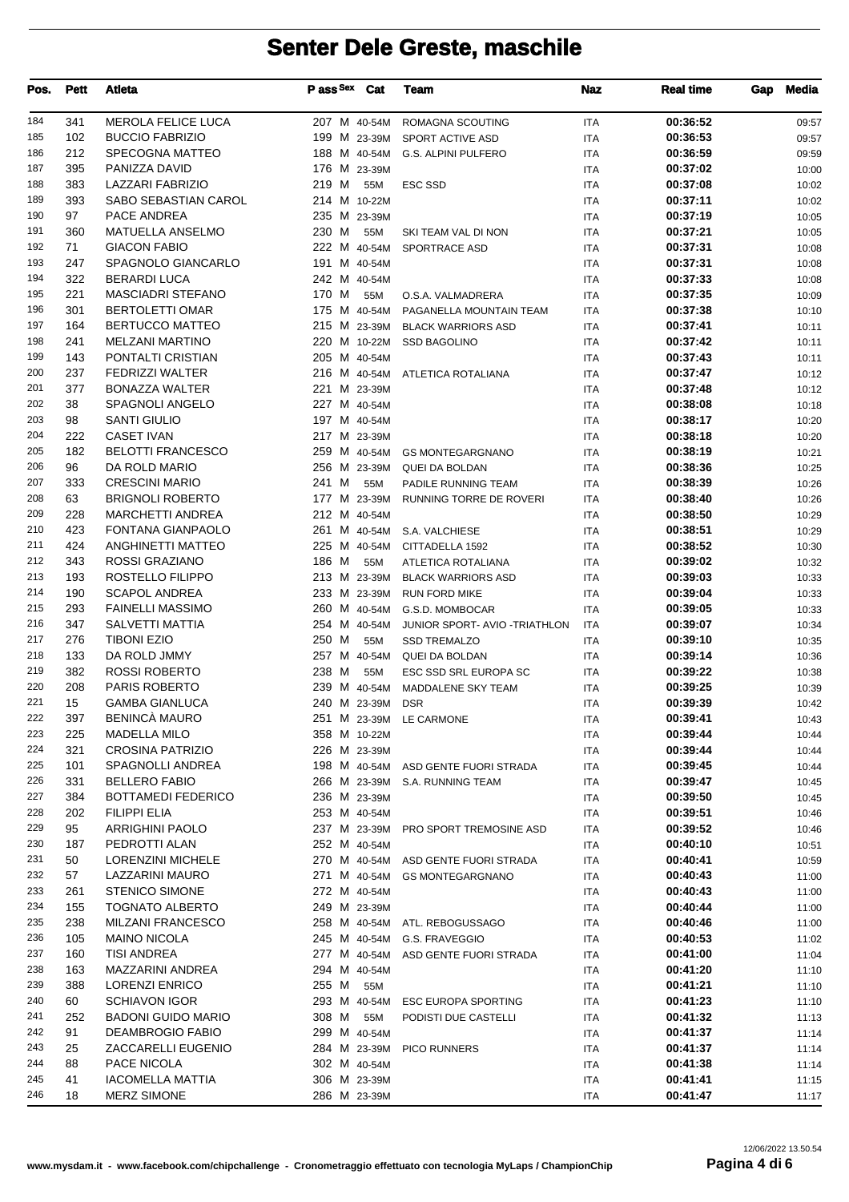# Senter Dele Greste, maschile

| Pos. | Pett | Atleta | P ass | Sex | Cat | Team | Naz | Real time | Gap | Media |
|---|---|---|---|---|---|---|---|---|---|---|
| 184 | 341 | MEROLA FELICE LUCA | 207 | M | 40-54M | ROMAGNA SCOUTING | ITA | **00:36:52** | | 09:57 |
| 185 | 102 | BUCCIO FABRIZIO | 199 | M | 23-39M | SPORT ACTIVE ASD | ITA | **00:36:53** | | 09:57 |
| 186 | 212 | SPECOGNA MATTEO | 188 | M | 40-54M | G.S. ALPINI PULFERO | ITA | **00:36:59** | | 09:59 |
| 187 | 395 | PANIZZA DAVID | 176 | M | 23-39M | | ITA | **00:37:02** | | 10:00 |
| 188 | 383 | LAZZARI FABRIZIO | 219 | M | 55M | ESC SSD | ITA | **00:37:08** | | 10:02 |
| 189 | 393 | SABO SEBASTIAN CAROL | 214 | M | 10-22M | | ITA | **00:37:11** | | 10:02 |
| 190 | 97 | PACE ANDREA | 235 | M | 23-39M | | ITA | **00:37:19** | | 10:05 |
| 191 | 360 | MATUELLA ANSELMO | 230 | M | 55M | SKI TEAM VAL DI NON | ITA | **00:37:21** | | 10:05 |
| 192 | 71 | GIACON FABIO | 222 | M | 40-54M | SPORTRACE ASD | ITA | **00:37:31** | | 10:08 |
| 193 | 247 | SPAGNOLO GIANCARLO | 191 | M | 40-54M | | ITA | **00:37:31** | | 10:08 |
| 194 | 322 | BERARDI LUCA | 242 | M | 40-54M | | ITA | **00:37:33** | | 10:08 |
| 195 | 221 | MASCIADRI STEFANO | 170 | M | 55M | O.S.A. VALMADRERA | ITA | **00:37:35** | | 10:09 |
| 196 | 301 | BERTOLETTI OMAR | 175 | M | 40-54M | PAGANELLA MOUNTAIN TEAM | ITA | **00:37:38** | | 10:10 |
| 197 | 164 | BERTUCCO MATTEO | 215 | M | 23-39M | BLACK WARRIORS ASD | ITA | **00:37:41** | | 10:11 |
| 198 | 241 | MELZANI MARTINO | 220 | M | 10-22M | SSD BAGOLINO | ITA | **00:37:42** | | 10:11 |
| 199 | 143 | PONTALTI CRISTIAN | 205 | M | 40-54M | | ITA | **00:37:43** | | 10:11 |
| 200 | 237 | FEDRIZZI WALTER | 216 | M | 40-54M | ATLETICA ROTALIANA | ITA | **00:37:47** | | 10:12 |
| 201 | 377 | BONAZZA WALTER | 221 | M | 23-39M | | ITA | **00:37:48** | | 10:12 |
| 202 | 38 | SPAGNOLI ANGELO | 227 | M | 40-54M | | ITA | **00:38:08** | | 10:18 |
| 203 | 98 | SANTI GIULIO | 197 | M | 40-54M | | ITA | **00:38:17** | | 10:20 |
| 204 | 222 | CASET IVAN | 217 | M | 23-39M | | ITA | **00:38:18** | | 10:20 |
| 205 | 182 | BELOTTI FRANCESCO | 259 | M | 40-54M | GS MONTEGARGNANO | ITA | **00:38:19** | | 10:21 |
| 206 | 96 | DA ROLD MARIO | 256 | M | 23-39M | QUEI DA BOLDAN | ITA | **00:38:36** | | 10:25 |
| 207 | 333 | CRESCINI MARIO | 241 | M | 55M | PADILE RUNNING TEAM | ITA | **00:38:39** | | 10:26 |
| 208 | 63 | BRIGNOLI ROBERTO | 177 | M | 23-39M | RUNNING TORRE DE ROVERI | ITA | **00:38:40** | | 10:26 |
| 209 | 228 | MARCHETTI ANDREA | 212 | M | 40-54M | | ITA | **00:38:50** | | 10:29 |
| 210 | 423 | FONTANA GIANPAOLO | 261 | M | 40-54M | S.A. VALCHIESE | ITA | **00:38:51** | | 10:29 |
| 211 | 424 | ANGHINETTI MATTEO | 225 | M | 40-54M | CITTADELLA 1592 | ITA | **00:38:52** | | 10:30 |
| 212 | 343 | ROSSI GRAZIANO | 186 | M | 55M | ATLETICA ROTALIANA | ITA | **00:39:02** | | 10:32 |
| 213 | 193 | ROSTELLO FILIPPO | 213 | M | 23-39M | BLACK WARRIORS ASD | ITA | **00:39:03** | | 10:33 |
| 214 | 190 | SCAPOL ANDREA | 233 | M | 23-39M | RUN FORD MIKE | ITA | **00:39:04** | | 10:33 |
| 215 | 293 | FAINELLI MASSIMO | 260 | M | 40-54M | G.S.D. MOMBOCAR | ITA | **00:39:05** | | 10:33 |
| 216 | 347 | SALVETTI MATTIA | 254 | M | 40-54M | JUNIOR SPORT- AVIO -TRIATHLON | ITA | **00:39:07** | | 10:34 |
| 217 | 276 | TIBONI EZIO | 250 | M | 55M | SSD TREMALZO | ITA | **00:39:10** | | 10:35 |
| 218 | 133 | DA ROLD JMMY | 257 | M | 40-54M | QUEI DA BOLDAN | ITA | **00:39:14** | | 10:36 |
| 219 | 382 | ROSSI ROBERTO | 238 | M | 55M | ESC SSD SRL EUROPA SC | ITA | **00:39:22** | | 10:38 |
| 220 | 208 | PARIS ROBERTO | 239 | M | 40-54M | MADDALENE SKY TEAM | ITA | **00:39:25** | | 10:39 |
| 221 | 15 | GAMBA GIANLUCA | 240 | M | 23-39M | DSR | ITA | **00:39:39** | | 10:42 |
| 222 | 397 | BENINCÀ MAURO | 251 | M | 23-39M | LE CARMONE | ITA | **00:39:41** | | 10:43 |
| 223 | 225 | MADELLA MILO | 358 | M | 10-22M | | ITA | **00:39:44** | | 10:44 |
| 224 | 321 | CROSINA PATRIZIO | 226 | M | 23-39M | | ITA | **00:39:44** | | 10:44 |
| 225 | 101 | SPAGNOLLI ANDREA | 198 | M | 40-54M | ASD GENTE FUORI STRADA | ITA | **00:39:45** | | 10:44 |
| 226 | 331 | BELLERO FABIO | 266 | M | 23-39M | S.A. RUNNING TEAM | ITA | **00:39:47** | | 10:45 |
| 227 | 384 | BOTTAMEDI FEDERICO | 236 | M | 23-39M | | ITA | **00:39:50** | | 10:45 |
| 228 | 202 | FILIPPI ELIA | 253 | M | 40-54M | | ITA | **00:39:51** | | 10:46 |
| 229 | 95 | ARRIGHINI PAOLO | 237 | M | 23-39M | PRO SPORT TREMOSINE ASD | ITA | **00:39:52** | | 10:46 |
| 230 | 187 | PEDROTTI ALAN | 252 | M | 40-54M | | ITA | **00:40:10** | | 10:51 |
| 231 | 50 | LORENZINI MICHELE | 270 | M | 40-54M | ASD GENTE FUORI STRADA | ITA | **00:40:41** | | 10:59 |
| 232 | 57 | LAZZARINI MAURO | 271 | M | 40-54M | GS MONTEGARGNANO | ITA | **00:40:43** | | 11:00 |
| 233 | 261 | STENICO SIMONE | 272 | M | 40-54M | | ITA | **00:40:43** | | 11:00 |
| 234 | 155 | TOGNATO ALBERTO | 249 | M | 23-39M | | ITA | **00:40:44** | | 11:00 |
| 235 | 238 | MILZANI FRANCESCO | 258 | M | 40-54M | ATL. REBOGUSSAGO | ITA | **00:40:46** | | 11:00 |
| 236 | 105 | MAINO NICOLA | 245 | M | 40-54M | G.S. FRAVEGGIO | ITA | **00:40:53** | | 11:02 |
| 237 | 160 | TISI ANDREA | 277 | M | 40-54M | ASD GENTE FUORI STRADA | ITA | **00:41:00** | | 11:04 |
| 238 | 163 | MAZZARINI ANDREA | 294 | M | 40-54M | | ITA | **00:41:20** | | 11:10 |
| 239 | 388 | LORENZI ENRICO | 255 | M | 55M | | ITA | **00:41:21** | | 11:10 |
| 240 | 60 | SCHIAVON IGOR | 293 | M | 40-54M | ESC EUROPA SPORTING | ITA | **00:41:23** | | 11:10 |
| 241 | 252 | BADONI GUIDO MARIO | 308 | M | 55M | PODISTI DUE CASTELLI | ITA | **00:41:32** | | 11:13 |
| 242 | 91 | DEAMBROGIO FABIO | 299 | M | 40-54M | | ITA | **00:41:37** | | 11:14 |
| 243 | 25 | ZACCARELLI EUGENIO | 284 | M | 23-39M | PICO RUNNERS | ITA | **00:41:37** | | 11:14 |
| 244 | 88 | PACE NICOLA | 302 | M | 40-54M | | ITA | **00:41:38** | | 11:14 |
| 245 | 41 | IACOMELLA MATTIA | 306 | M | 23-39M | | ITA | **00:41:41** | | 11:15 |
| 246 | 18 | MERZ SIMONE | 286 | M | 23-39M | | ITA | **00:41:47** | | 11:17 |

12/06/2022 13.50.54

www.mysdam.it - www.facebook.com/chipchallenge - Cronometraggio effettuato con tecnologia MyLaps / ChampionChip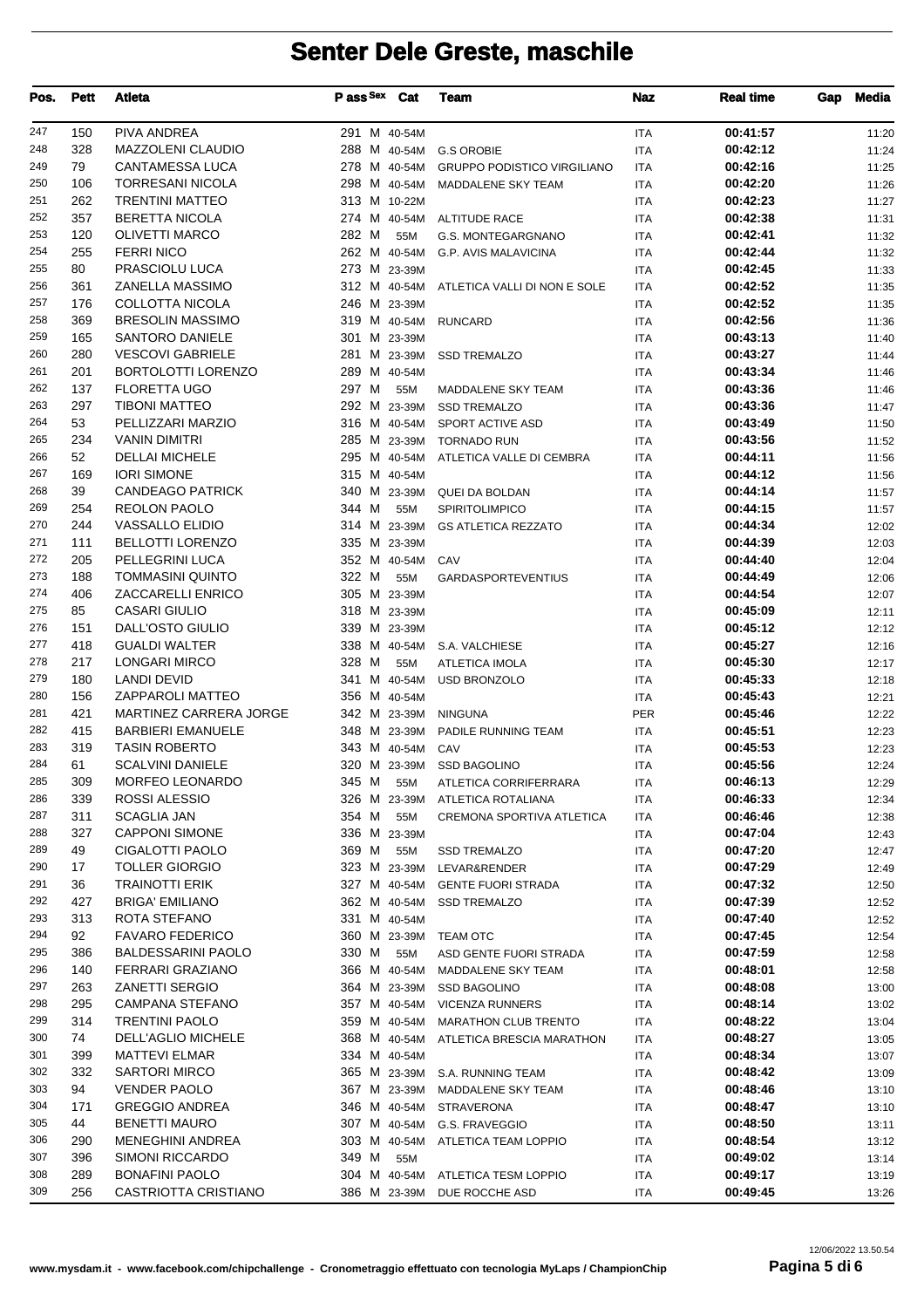# Senter Dele Greste, maschile

| Pos. | Pett | Atleta | P ass | Sex | Cat | Team | Naz | Real time | Gap | Media |
|---|---|---|---|---|---|---|---|---|---|---|
| 247 | 150 | PIVA ANDREA | 291 | M | 40-54M | | ITA | 00:41:57 | | 11:20 |
| 248 | 328 | MAZZOLENI CLAUDIO | 288 | M | 40-54M | G.S OROBIE | ITA | 00:42:12 | | 11:24 |
| 249 | 79 | CANTAMESSA LUCA | 278 | M | 40-54M | GRUPPO PODISTICO VIRGILIANO | ITA | 00:42:16 | | 11:25 |
| 250 | 106 | TORRESANI NICOLA | 298 | M | 40-54M | MADDALENE SKY TEAM | ITA | 00:42:20 | | 11:26 |
| 251 | 262 | TRENTINI MATTEO | 313 | M | 10-22M | | ITA | 00:42:23 | | 11:27 |
| 252 | 357 | BERETTA NICOLA | 274 | M | 40-54M | ALTITUDE RACE | ITA | 00:42:38 | | 11:31 |
| 253 | 120 | OLIVETTI MARCO | 282 | M | 55M | G.S. MONTEGARGNANO | ITA | 00:42:41 | | 11:32 |
| 254 | 255 | FERRI NICO | 262 | M | 40-54M | G.P. AVIS MALAVICINA | ITA | 00:42:44 | | 11:32 |
| 255 | 80 | PRASCIOLU LUCA | 273 | M | 23-39M | | ITA | 00:42:45 | | 11:33 |
| 256 | 361 | ZANELLA MASSIMO | 312 | M | 40-54M | ATLETICA VALLI DI NON E SOLE | ITA | 00:42:52 | | 11:35 |
| 257 | 176 | COLLOTTA NICOLA | 246 | M | 23-39M | | ITA | 00:42:52 | | 11:35 |
| 258 | 369 | BRESOLIN MASSIMO | 319 | M | 40-54M | RUNCARD | ITA | 00:42:56 | | 11:36 |
| 259 | 165 | SANTORO DANIELE | 301 | M | 23-39M | | ITA | 00:43:13 | | 11:40 |
| 260 | 280 | VESCOVI GABRIELE | 281 | M | 23-39M | SSD TREMALZO | ITA | 00:43:27 | | 11:44 |
| 261 | 201 | BORTOLOTTI LORENZO | 289 | M | 40-54M | | ITA | 00:43:34 | | 11:46 |
| 262 | 137 | FLORETTA UGO | 297 | M | 55M | MADDALENE SKY TEAM | ITA | 00:43:36 | | 11:46 |
| 263 | 297 | TIBONI MATTEO | 292 | M | 23-39M | SSD TREMALZO | ITA | 00:43:36 | | 11:47 |
| 264 | 53 | PELLIZZARI MARZIO | 316 | M | 40-54M | SPORT ACTIVE ASD | ITA | 00:43:49 | | 11:50 |
| 265 | 234 | VANIN DIMITRI | 285 | M | 23-39M | TORNADO RUN | ITA | 00:43:56 | | 11:52 |
| 266 | 52 | DELLAI MICHELE | 295 | M | 40-54M | ATLETICA VALLE DI CEMBRA | ITA | 00:44:11 | | 11:56 |
| 267 | 169 | IORI SIMONE | 315 | M | 40-54M | | ITA | 00:44:12 | | 11:56 |
| 268 | 39 | CANDEAGO PATRICK | 340 | M | 23-39M | QUEI DA BOLDAN | ITA | 00:44:14 | | 11:57 |
| 269 | 254 | REOLON PAOLO | 344 | M | 55M | SPIRITOLIMPICO | ITA | 00:44:15 | | 11:57 |
| 270 | 244 | VASSALLO ELIDIO | 314 | M | 23-39M | GS ATLETICA REZZATO | ITA | 00:44:34 | | 12:02 |
| 271 | 111 | BELLOTTI LORENZO | 335 | M | 23-39M | | ITA | 00:44:39 | | 12:03 |
| 272 | 205 | PELLEGRINI LUCA | 352 | M | 40-54M | CAV | ITA | 00:44:40 | | 12:04 |
| 273 | 188 | TOMMASINI QUINTO | 322 | M | 55M | GARDASPORTEVENTIUS | ITA | 00:44:49 | | 12:06 |
| 274 | 406 | ZACCARELLI ENRICO | 305 | M | 23-39M | | ITA | 00:44:54 | | 12:07 |
| 275 | 85 | CASARI GIULIO | 318 | M | 23-39M | | ITA | 00:45:09 | | 12:11 |
| 276 | 151 | DALL'OSTO GIULIO | 339 | M | 23-39M | | ITA | 00:45:12 | | 12:12 |
| 277 | 418 | GUALDI WALTER | 338 | M | 40-54M | S.A. VALCHIESE | ITA | 00:45:27 | | 12:16 |
| 278 | 217 | LONGARI MIRCO | 328 | M | 55M | ATLETICA IMOLA | ITA | 00:45:30 | | 12:17 |
| 279 | 180 | LANDI DEVID | 341 | M | 40-54M | USD BRONZOLO | ITA | 00:45:33 | | 12:18 |
| 280 | 156 | ZAPPAROLI MATTEO | 356 | M | 40-54M | | ITA | 00:45:43 | | 12:21 |
| 281 | 421 | MARTINEZ CARRERA JORGE | 342 | M | 23-39M | NINGUNA | PER | 00:45:46 | | 12:22 |
| 282 | 415 | BARBIERI EMANUELE | 348 | M | 23-39M | PADILE RUNNING TEAM | ITA | 00:45:51 | | 12:23 |
| 283 | 319 | TASIN ROBERTO | 343 | M | 40-54M | CAV | ITA | 00:45:53 | | 12:23 |
| 284 | 61 | SCALVINI DANIELE | 320 | M | 23-39M | SSD BAGOLINO | ITA | 00:45:56 | | 12:24 |
| 285 | 309 | MORFEO LEONARDO | 345 | M | 55M | ATLETICA CORRIFERRARA | ITA | 00:46:13 | | 12:29 |
| 286 | 339 | ROSSI ALESSIO | 326 | M | 23-39M | ATLETICA ROTALIANA | ITA | 00:46:33 | | 12:34 |
| 287 | 311 | SCAGLIA JAN | 354 | M | 55M | CREMONA SPORTIVA ATLETICA | ITA | 00:46:46 | | 12:38 |
| 288 | 327 | CAPPONI SIMONE | 336 | M | 23-39M | | ITA | 00:47:04 | | 12:43 |
| 289 | 49 | CIGALOTTI PAOLO | 369 | M | 55M | SSD TREMALZO | ITA | 00:47:20 | | 12:47 |
| 290 | 17 | TOLLER GIORGIO | 323 | M | 23-39M | LEVAR&RENDER | ITA | 00:47:29 | | 12:49 |
| 291 | 36 | TRAINOTTI ERIK | 327 | M | 40-54M | GENTE FUORI STRADA | ITA | 00:47:32 | | 12:50 |
| 292 | 427 | BRIGA' EMILIANO | 362 | M | 40-54M | SSD TREMALZO | ITA | 00:47:39 | | 12:52 |
| 293 | 313 | ROTA STEFANO | 331 | M | 40-54M | | ITA | 00:47:40 | | 12:52 |
| 294 | 92 | FAVARO FEDERICO | 360 | M | 23-39M | TEAM OTC | ITA | 00:47:45 | | 12:54 |
| 295 | 386 | BALDESSARINI PAOLO | 330 | M | 55M | ASD GENTE FUORI STRADA | ITA | 00:47:59 | | 12:58 |
| 296 | 140 | FERRARI GRAZIANO | 366 | M | 40-54M | MADDALENE SKY TEAM | ITA | 00:48:01 | | 12:58 |
| 297 | 263 | ZANETTI SERGIO | 364 | M | 23-39M | SSD BAGOLINO | ITA | 00:48:08 | | 13:00 |
| 298 | 295 | CAMPANA STEFANO | 357 | M | 40-54M | VICENZA RUNNERS | ITA | 00:48:14 | | 13:02 |
| 299 | 314 | TRENTINI PAOLO | 359 | M | 40-54M | MARATHON CLUB TRENTO | ITA | 00:48:22 | | 13:04 |
| 300 | 74 | DELL'AGLIO MICHELE | 368 | M | 40-54M | ATLETICA BRESCIA MARATHON | ITA | 00:48:27 | | 13:05 |
| 301 | 399 | MATTEVI ELMAR | 334 | M | 40-54M | | ITA | 00:48:34 | | 13:07 |
| 302 | 332 | SARTORI MIRCO | 365 | M | 23-39M | S.A. RUNNING TEAM | ITA | 00:48:42 | | 13:09 |
| 303 | 94 | VENDER PAOLO | 367 | M | 23-39M | MADDALENE SKY TEAM | ITA | 00:48:46 | | 13:10 |
| 304 | 171 | GREGGIO ANDREA | 346 | M | 40-54M | STRAVERONA | ITA | 00:48:47 | | 13:10 |
| 305 | 44 | BENETTI MAURO | 307 | M | 40-54M | G.S. FRAVEGGIO | ITA | 00:48:50 | | 13:11 |
| 306 | 290 | MENEGHINI ANDREA | 303 | M | 40-54M | ATLETICA TEAM LOPPIO | ITA | 00:48:54 | | 13:12 |
| 307 | 396 | SIMONI RICCARDO | 349 | M | 55M | | ITA | 00:49:02 | | 13:14 |
| 308 | 289 | BONAFINI PAOLO | 304 | M | 40-54M | ATLETICA TESM LOPPIO | ITA | 00:49:17 | | 13:19 |
| 309 | 256 | CASTRIOTTA CRISTIANO | 386 | M | 23-39M | DUE ROCCHE ASD | ITA | 00:49:45 | | 13:26 |

12/06/2022 13.50.54

www.mysdam.it - www.facebook.com/chipchallenge - Cronometraggio effettuato con tecnologia MyLaps / ChampionChip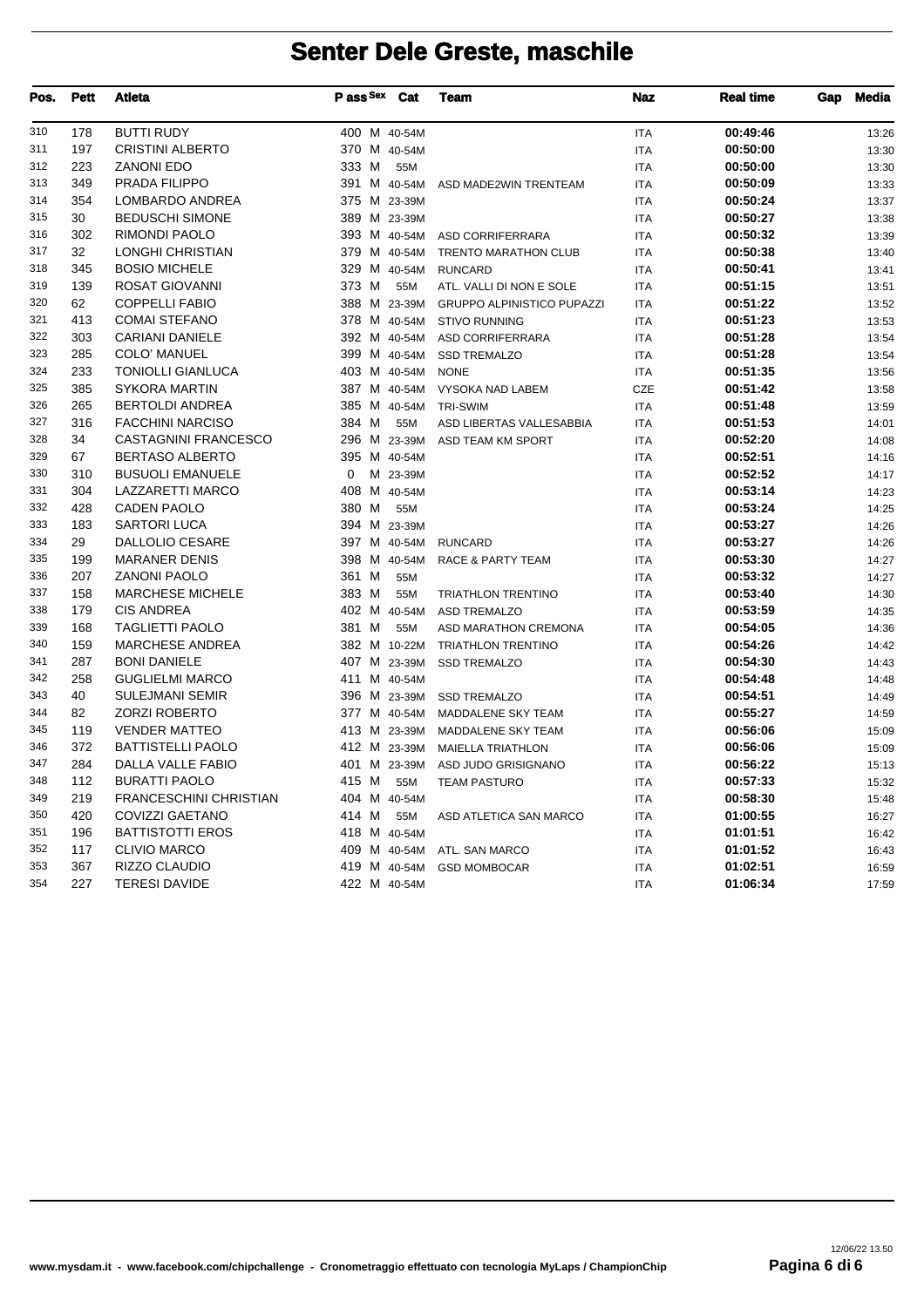# Senter Dele Greste, maschile

| Pos. | Pett | Atleta | P ass | Sex | Cat | Team | Naz | Real time | Gap | Media |
|---|---|---|---|---|---|---|---|---|---|---|
| 310 | 178 | BUTTI RUDY | 400 | M | 40-54M | | ITA | **00:49:46** | | 13:26 |
| 311 | 197 | CRISTINI ALBERTO | 370 | M | 40-54M | | ITA | **00:50:00** | | 13:30 |
| 312 | 223 | ZANONI EDO | 333 | M | 55M | | ITA | **00:50:00** | | 13:30 |
| 313 | 349 | PRADA FILIPPO | 391 | M | 40-54M | ASD MADE2WIN TRENTEAM | ITA | **00:50:09** | | 13:33 |
| 314 | 354 | LOMBARDO ANDREA | 375 | M | 23-39M | | ITA | **00:50:24** | | 13:37 |
| 315 | 30 | BEDUSCHI SIMONE | 389 | M | 23-39M | | ITA | **00:50:27** | | 13:38 |
| 316 | 302 | RIMONDI PAOLO | 393 | M | 40-54M | ASD CORRIFERRARA | ITA | **00:50:32** | | 13:39 |
| 317 | 32 | LONGHI CHRISTIAN | 379 | M | 40-54M | TRENTO MARATHON CLUB | ITA | **00:50:38** | | 13:40 |
| 318 | 345 | BOSIO MICHELE | 329 | M | 40-54M | RUNCARD | ITA | **00:50:41** | | 13:41 |
| 319 | 139 | ROSAT GIOVANNI | 373 | M | 55M | ATL. VALLI DI NON E SOLE | ITA | **00:51:15** | | 13:51 |
| 320 | 62 | COPPELLI FABIO | 388 | M | 23-39M | GRUPPO ALPINISTICO PUPAZZI | ITA | **00:51:22** | | 13:52 |
| 321 | 413 | COMAI STEFANO | 378 | M | 40-54M | STIVO RUNNING | ITA | **00:51:23** | | 13:53 |
| 322 | 303 | CARIANI DANIELE | 392 | M | 40-54M | ASD CORRIFERRARA | ITA | **00:51:28** | | 13:54 |
| 323 | 285 | COLO' MANUEL | 399 | M | 40-54M | SSD TREMALZO | ITA | **00:51:28** | | 13:54 |
| 324 | 233 | TONIOLLI GIANLUCA | 403 | M | 40-54M | NONE | ITA | **00:51:35** | | 13:56 |
| 325 | 385 | SYKORA MARTIN | 387 | M | 40-54M | VYSOKA NAD LABEM | CZE | **00:51:42** | | 13:58 |
| 326 | 265 | BERTOLDI ANDREA | 385 | M | 40-54M | TRI-SWIM | ITA | **00:51:48** | | 13:59 |
| 327 | 316 | FACCHINI NARCISO | 384 | M | 55M | ASD LIBERTAS VALLESABBIA | ITA | **00:51:53** | | 14:01 |
| 328 | 34 | CASTAGNINI FRANCESCO | 296 | M | 23-39M | ASD TEAM KM SPORT | ITA | **00:52:20** | | 14:08 |
| 329 | 67 | BERTASO ALBERTO | 395 | M | 40-54M | | ITA | **00:52:51** | | 14:16 |
| 330 | 310 | BUSUOLI EMANUELE | 0 | M | 23-39M | | ITA | **00:52:52** | | 14:17 |
| 331 | 304 | LAZZARETTI MARCO | 408 | M | 40-54M | | ITA | **00:53:14** | | 14:23 |
| 332 | 428 | CADEN PAOLO | 380 | M | 55M | | ITA | **00:53:24** | | 14:25 |
| 333 | 183 | SARTORI LUCA | 394 | M | 23-39M | | ITA | **00:53:27** | | 14:26 |
| 334 | 29 | DALLOLIO CESARE | 397 | M | 40-54M | RUNCARD | ITA | **00:53:27** | | 14:26 |
| 335 | 199 | MARANER DENIS | 398 | M | 40-54M | RACE & PARTY TEAM | ITA | **00:53:30** | | 14:27 |
| 336 | 207 | ZANONI PAOLO | 361 | M | 55M | | ITA | **00:53:32** | | 14:27 |
| 337 | 158 | MARCHESE MICHELE | 383 | M | 55M | TRIATHLON TRENTINO | ITA | **00:53:40** | | 14:30 |
| 338 | 179 | CIS ANDREA | 402 | M | 40-54M | ASD TREMALZO | ITA | **00:53:59** | | 14:35 |
| 339 | 168 | TAGLIETTI PAOLO | 381 | M | 55M | ASD MARATHON CREMONA | ITA | **00:54:05** | | 14:36 |
| 340 | 159 | MARCHESE ANDREA | 382 | M | 10-22M | TRIATHLON TRENTINO | ITA | **00:54:26** | | 14:42 |
| 341 | 287 | BONI DANIELE | 407 | M | 23-39M | SSD TREMALZO | ITA | **00:54:30** | | 14:43 |
| 342 | 258 | GUGLIELMI MARCO | 411 | M | 40-54M | | ITA | **00:54:48** | | 14:48 |
| 343 | 40 | SULEJMANI SEMIR | 396 | M | 23-39M | SSD TREMALZO | ITA | **00:54:51** | | 14:49 |
| 344 | 82 | ZORZI ROBERTO | 377 | M | 40-54M | MADDALENE SKY TEAM | ITA | **00:55:27** | | 14:59 |
| 345 | 119 | VENDER MATTEO | 413 | M | 23-39M | MADDALENE SKY TEAM | ITA | **00:56:06** | | 15:09 |
| 346 | 372 | BATTISTELLI PAOLO | 412 | M | 23-39M | MAIELLA TRIATHLON | ITA | **00:56:06** | | 15:09 |
| 347 | 284 | DALLA VALLE FABIO | 401 | M | 23-39M | ASD JUDO GRISIGNANO | ITA | **00:56:22** | | 15:13 |
| 348 | 112 | BURATTI PAOLO | 415 | M | 55M | TEAM PASTURO | ITA | **00:57:33** | | 15:32 |
| 349 | 219 | FRANCESCHINI CHRISTIAN | 404 | M | 40-54M | | ITA | **00:58:30** | | 15:48 |
| 350 | 420 | COVIZZI GAETANO | 414 | M | 55M | ASD ATLETICA SAN MARCO | ITA | **01:00:55** | | 16:27 |
| 351 | 196 | BATTISTOTTI EROS | 418 | M | 40-54M | | ITA | **01:01:51** | | 16:42 |
| 352 | 117 | CLIVIO MARCO | 409 | M | 40-54M | ATL. SAN MARCO | ITA | **01:01:52** | | 16:43 |
| 353 | 367 | RIZZO CLAUDIO | 419 | M | 40-54M | GSD MOMBOCAR | ITA | **01:02:51** | | 16:59 |
| 354 | 227 | TERESI DAVIDE | 422 | M | 40-54M | | ITA | **01:06:34** | | 17:59 |

12/06/22 13.50

www.mysdam.it - www.facebook.com/chipchallenge - Cronometraggio effettuato con tecnologia MyLaps / ChampionChip